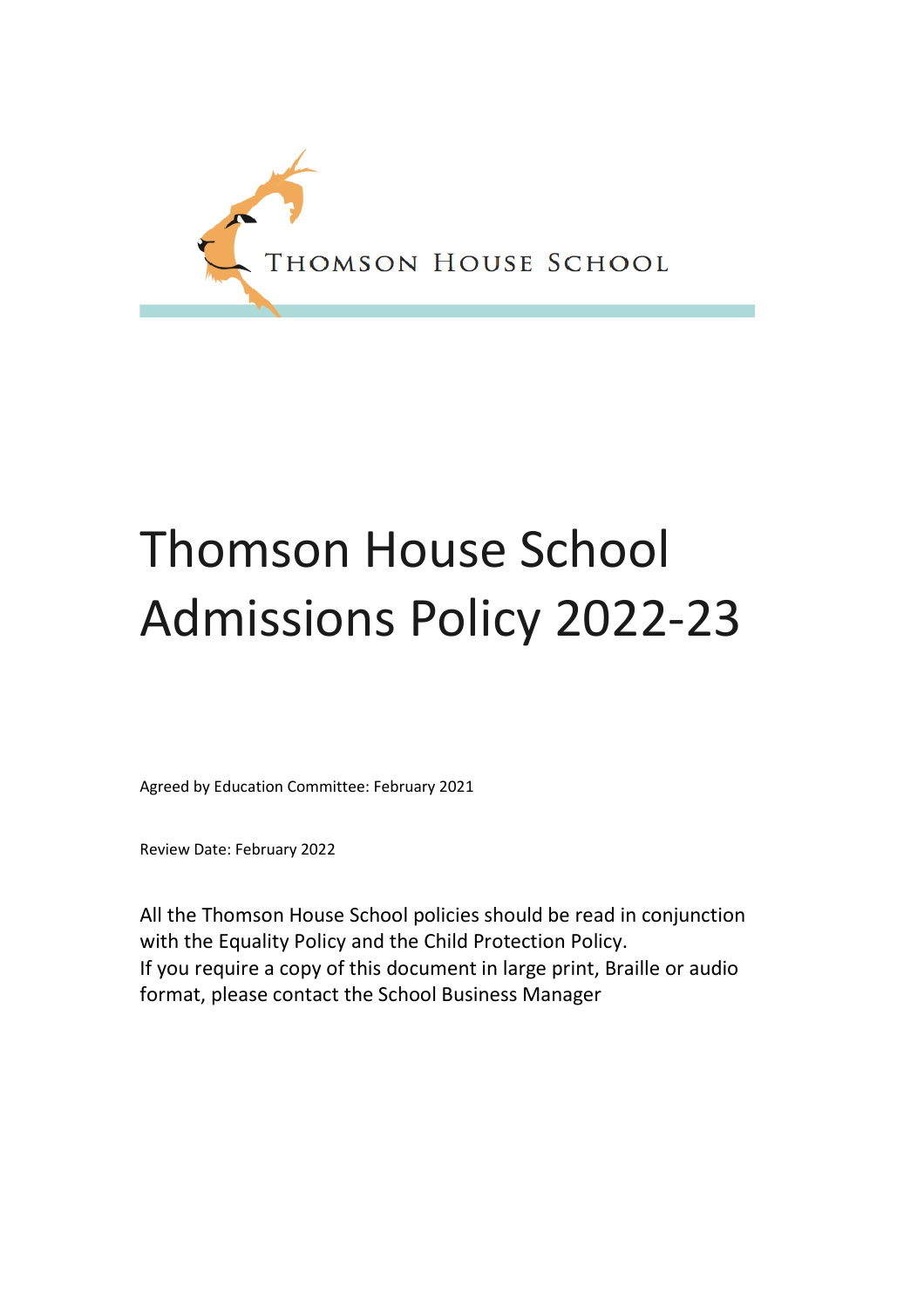Thomson House School

# Thomson House School Admissions Policy 2022-23

Agreed by Education Committee: February 2021

Review Date: February 2022

All the Thomson House School policies should be read in conjunction with the Equality Policy and the Child Protection Policy.
If you require a copy of this document in large print, Braille or audio format, please contact the School Business Manager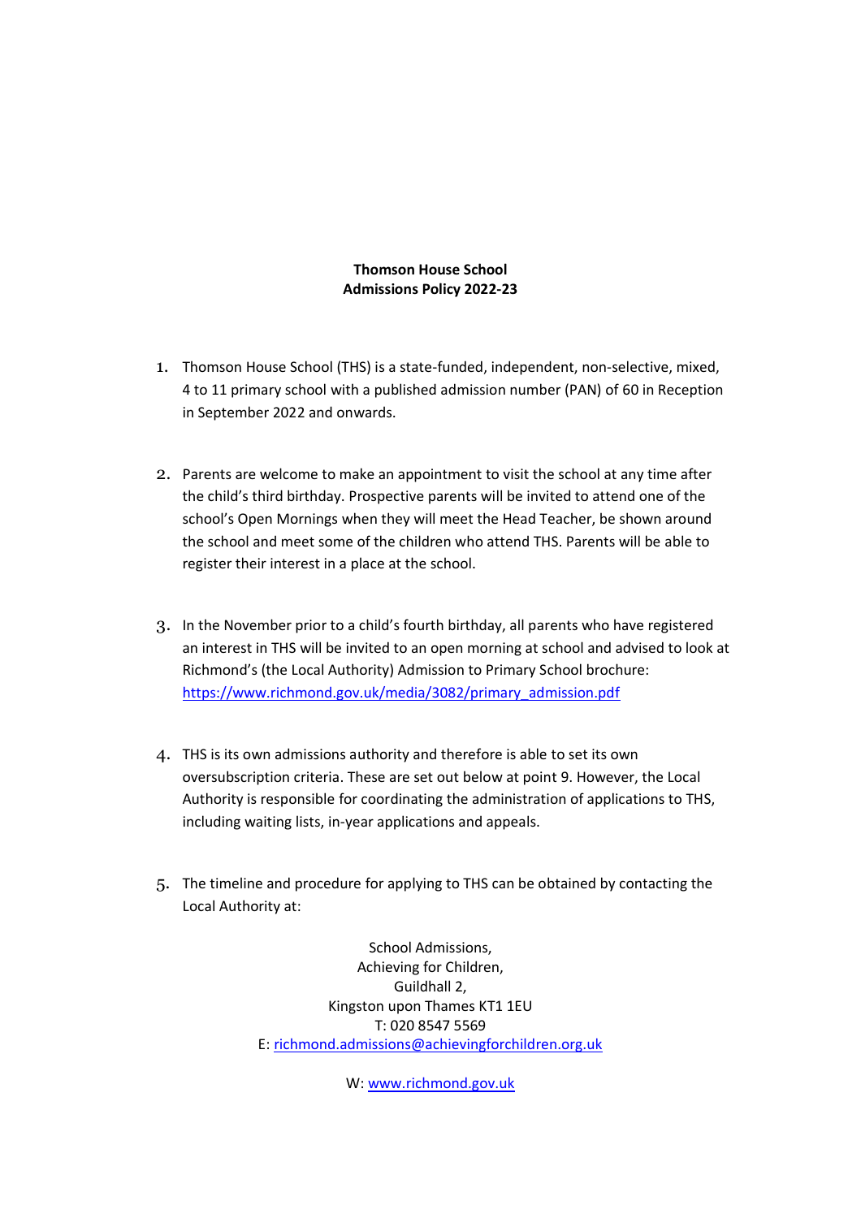**Thomson House School**
**Admissions Policy 2022-23**

1. Thomson House School (THS) is a state-funded, independent, non-selective, mixed, 4 to 11 primary school with a published admission number (PAN) of 60 in Reception in September 2022 and onwards.

2. Parents are welcome to make an appointment to visit the school at any time after the child's third birthday. Prospective parents will be invited to attend one of the school's Open Mornings when they will meet the Head Teacher, be shown around the school and meet some of the children who attend THS. Parents will be able to register their interest in a place at the school.

3. In the November prior to a child's fourth birthday, all parents who have registered an interest in THS will be invited to an open morning at school and advised to look at Richmond's (the Local Authority) Admission to Primary School brochure: [https://www.richmond.gov.uk/media/3082/primary_admission.pdf](https://www.richmond.gov.uk/media/3082/primary_admission.pdf)

4. THS is its own admissions authority and therefore is able to set its own oversubscription criteria. These are set out below at point 9. However, the Local Authority is responsible for coordinating the administration of applications to THS, including waiting lists, in-year applications and appeals.

5. The timeline and procedure for applying to THS can be obtained by contacting the Local Authority at:

School Admissions,
Achieving for Children,
Guildhall 2,
Kingston upon Thames KT1 1EU
T: 020 8547 5569
E: [richmond.admissions@achievingforchildren.org.uk](mailto:richmond.admissions@achievingforchildren.org.uk)

W: [www.richmond.gov.uk](http://www.richmond.gov.uk)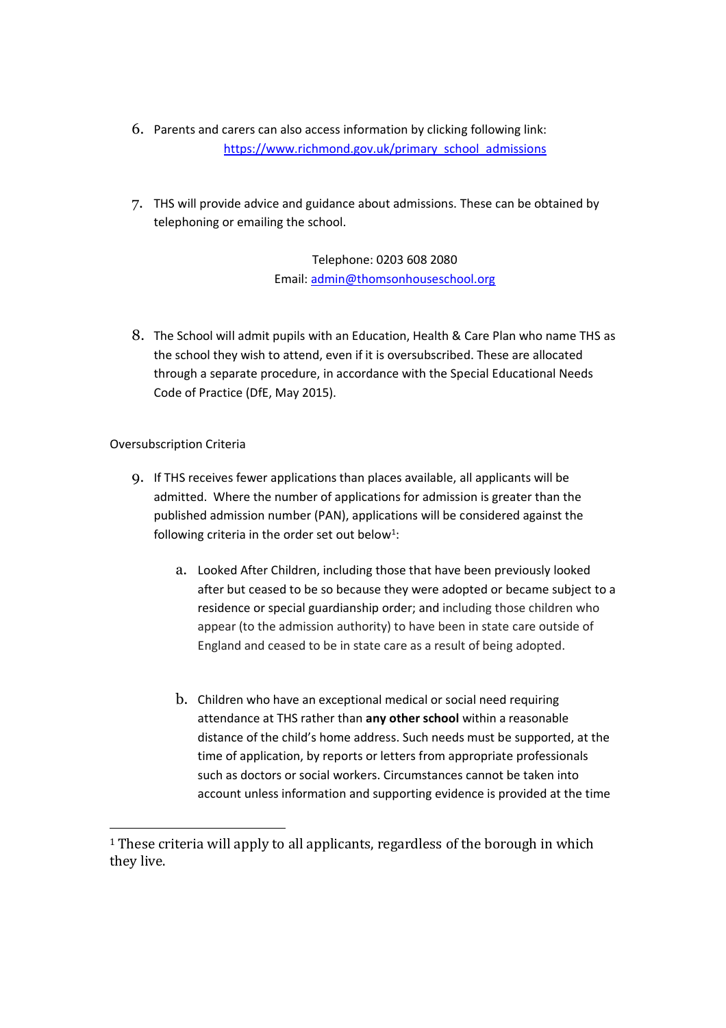6. Parents and carers can also access information by clicking following link: [https://www.richmond.gov.uk/primary_school_admissions](https://www.richmond.gov.uk/primary_school_admissions)

7. THS will provide advice and guidance about admissions. These can be obtained by telephoning or emailing the school.

   Telephone: 0203 608 2080
   Email: [admin@thomsonhouseschool.org](mailto:admin@thomsonhouseschool.org)

8. The School will admit pupils with an Education, Health & Care Plan who name THS as the school they wish to attend, even if it is oversubscribed. These are allocated through a separate procedure, in accordance with the Special Educational Needs Code of Practice (DfE, May 2015).

Oversubscription Criteria

9. If THS receives fewer applications than places available, all applicants will be admitted. Where the number of applications for admission is greater than the published admission number (PAN), applications will be considered against the following criteria in the order set out below[1]:

   a. Looked After Children, including those that have been previously looked after but ceased to be so because they were adopted or became subject to a residence or special guardianship order; and including those children who appear (to the admission authority) to have been in state care outside of England and ceased to be in state care as a result of being adopted.

   b. Children who have an exceptional medical or social need requiring attendance at THS rather than **any other school** within a reasonable distance of the child's home address. Such needs must be supported, at the time of application, by reports or letters from appropriate professionals such as doctors or social workers. Circumstances cannot be taken into account unless information and supporting evidence is provided at the time

[1] These criteria will apply to all applicants, regardless of the borough in which they live.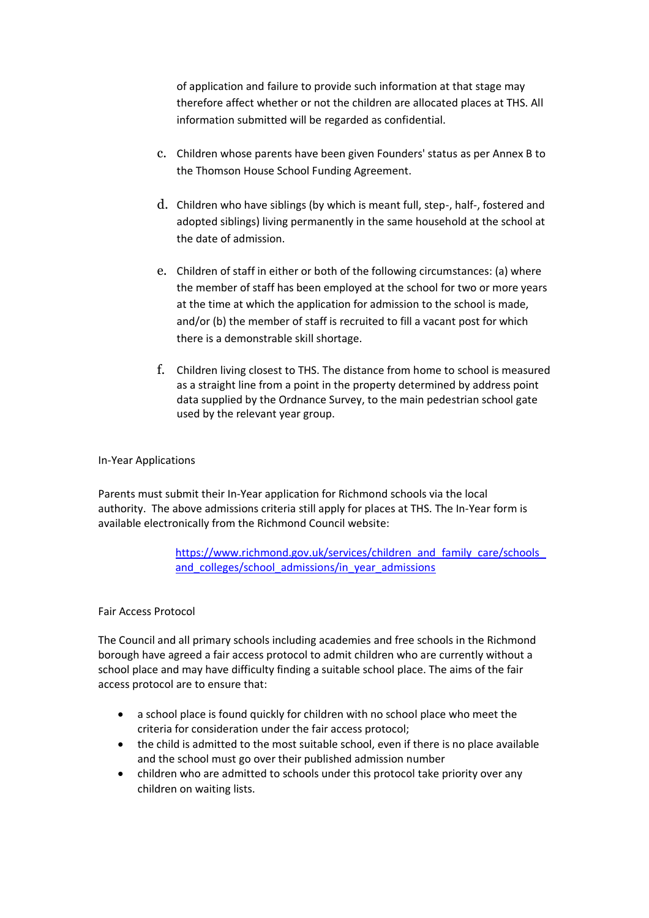of application and failure to provide such information at that stage may therefore affect whether or not the children are allocated places at THS. All information submitted will be regarded as confidential.

c. Children whose parents have been given Founders' status as per Annex B to the Thomson House School Funding Agreement.

d. Children who have siblings (by which is meant full, step-, half-, fostered and adopted siblings) living permanently in the same household at the school at the date of admission.

e. Children of staff in either or both of the following circumstances: (a) where the member of staff has been employed at the school for two or more years at the time at which the application for admission to the school is made, and/or (b) the member of staff is recruited to fill a vacant post for which there is a demonstrable skill shortage.

f. Children living closest to THS. The distance from home to school is measured as a straight line from a point in the property determined by address point data supplied by the Ordnance Survey, to the main pedestrian school gate used by the relevant year group.

In-Year Applications

Parents must submit their In-Year application for Richmond schools via the local authority. The above admissions criteria still apply for places at THS. The In-Year form is available electronically from the Richmond Council website:

https://www.richmond.gov.uk/services/children_and_family_care/schools_and_colleges/school_admissions/in_year_admissions

Fair Access Protocol

The Council and all primary schools including academies and free schools in the Richmond borough have agreed a fair access protocol to admit children who are currently without a school place and may have difficulty finding a suitable school place. The aims of the fair access protocol are to ensure that:

- a school place is found quickly for children with no school place who meet the criteria for consideration under the fair access protocol;
- the child is admitted to the most suitable school, even if there is no place available and the school must go over their published admission number
- children who are admitted to schools under this protocol take priority over any children on waiting lists.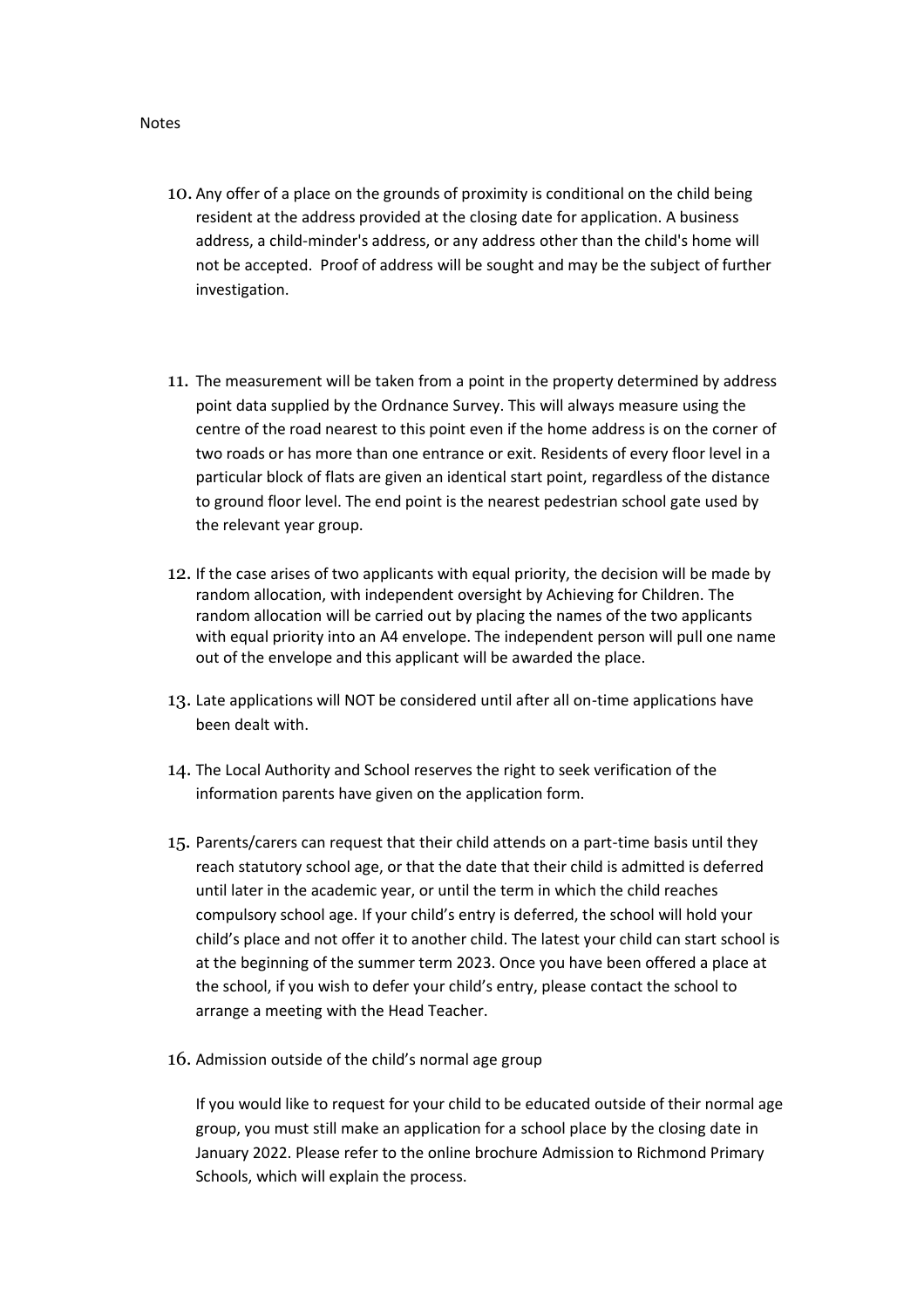Notes

10. Any offer of a place on the grounds of proximity is conditional on the child being resident at the address provided at the closing date for application. A business address, a child-minder's address, or any address other than the child's home will not be accepted. Proof of address will be sought and may be the subject of further investigation.

11. The measurement will be taken from a point in the property determined by address point data supplied by the Ordnance Survey. This will always measure using the centre of the road nearest to this point even if the home address is on the corner of two roads or has more than one entrance or exit. Residents of every floor level in a particular block of flats are given an identical start point, regardless of the distance to ground floor level. The end point is the nearest pedestrian school gate used by the relevant year group.

12. If the case arises of two applicants with equal priority, the decision will be made by random allocation, with independent oversight by Achieving for Children. The random allocation will be carried out by placing the names of the two applicants with equal priority into an A4 envelope. The independent person will pull one name out of the envelope and this applicant will be awarded the place.

13. Late applications will NOT be considered until after all on-time applications have been dealt with.

14. The Local Authority and School reserves the right to seek verification of the information parents have given on the application form.

15. Parents/carers can request that their child attends on a part-time basis until they reach statutory school age, or that the date that their child is admitted is deferred until later in the academic year, or until the term in which the child reaches compulsory school age. If your child's entry is deferred, the school will hold your child's place and not offer it to another child. The latest your child can start school is at the beginning of the summer term 2023. Once you have been offered a place at the school, if you wish to defer your child's entry, please contact the school to arrange a meeting with the Head Teacher.

16. Admission outside of the child's normal age group

    If you would like to request for your child to be educated outside of their normal age group, you must still make an application for a school place by the closing date in January 2022. Please refer to the online brochure Admission to Richmond Primary Schools, which will explain the process.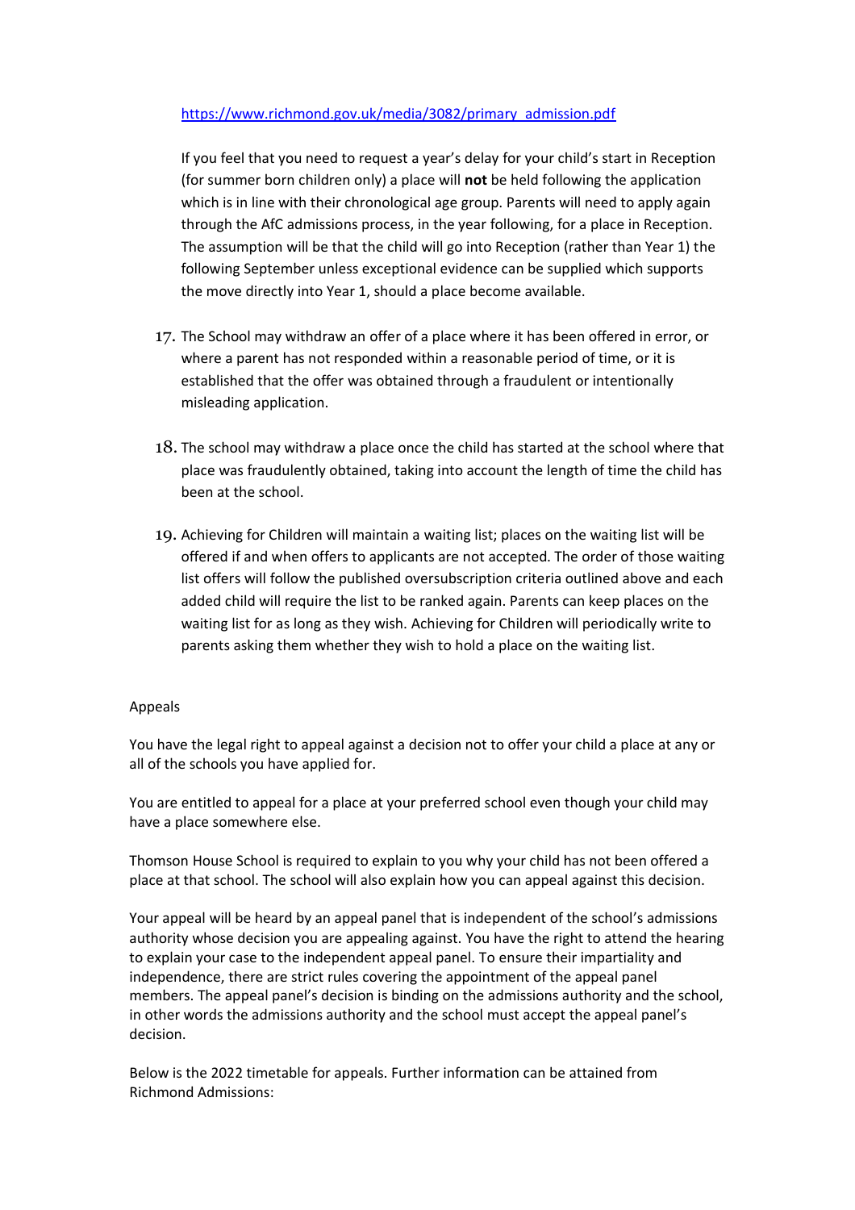https://www.richmond.gov.uk/media/3082/primary_admission.pdf

If you feel that you need to request a year's delay for your child's start in Reception (for summer born children only) a place will **not** be held following the application which is in line with their chronological age group. Parents will need to apply again through the AfC admissions process, in the year following, for a place in Reception. The assumption will be that the child will go into Reception (rather than Year 1) the following September unless exceptional evidence can be supplied which supports the move directly into Year 1, should a place become available.

17. The School may withdraw an offer of a place where it has been offered in error, or where a parent has not responded within a reasonable period of time, or it is established that the offer was obtained through a fraudulent or intentionally misleading application.

18. The school may withdraw a place once the child has started at the school where that place was fraudulently obtained, taking into account the length of time the child has been at the school.

19. Achieving for Children will maintain a waiting list; places on the waiting list will be offered if and when offers to applicants are not accepted. The order of those waiting list offers will follow the published oversubscription criteria outlined above and each added child will require the list to be ranked again. Parents can keep places on the waiting list for as long as they wish. Achieving for Children will periodically write to parents asking them whether they wish to hold a place on the waiting list.

Appeals

You have the legal right to appeal against a decision not to offer your child a place at any or all of the schools you have applied for.

You are entitled to appeal for a place at your preferred school even though your child may have a place somewhere else.

Thomson House School is required to explain to you why your child has not been offered a place at that school. The school will also explain how you can appeal against this decision.

Your appeal will be heard by an appeal panel that is independent of the school's admissions authority whose decision you are appealing against. You have the right to attend the hearing to explain your case to the independent appeal panel. To ensure their impartiality and independence, there are strict rules covering the appointment of the appeal panel members. The appeal panel's decision is binding on the admissions authority and the school, in other words the admissions authority and the school must accept the appeal panel's decision.

Below is the 2022 timetable for appeals. Further information can be attained from Richmond Admissions: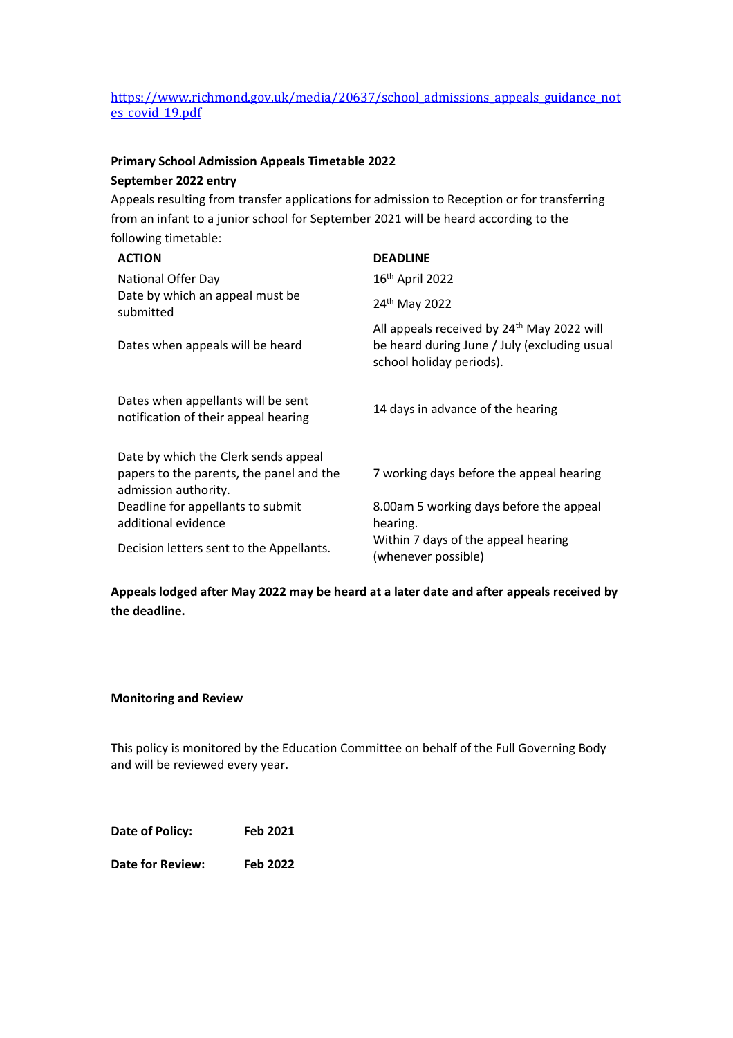https://www.richmond.gov.uk/media/20637/school_admissions_appeals_guidance_notes_covid_19.pdf

**Primary School Admission Appeals Timetable 2022**

**September 2022 entry**

Appeals resulting from transfer applications for admission to Reception or for transferring from an infant to a junior school for September 2021 will be heard according to the following timetable:

| ACTION | DEADLINE |
|---|---|
| National Offer Day | 16th April 2022 |
| Date by which an appeal must be submitted | 24th May 2022 |
| Dates when appeals will be heard | All appeals received by 24th May 2022 will be heard during June / July (excluding usual school holiday periods). |
| Dates when appellants will be sent notification of their appeal hearing | 14 days in advance of the hearing |
| Date by which the Clerk sends appeal papers to the parents, the panel and the admission authority. | 7 working days before the appeal hearing |
| Deadline for appellants to submit additional evidence | 8.00am 5 working days before the appeal hearing. |
| Decision letters sent to the Appellants. | Within 7 days of the appeal hearing (whenever possible) |

**Appeals lodged after May 2022 may be heard at a later date and after appeals received by the deadline.**

**Monitoring and Review**

This policy is monitored by the Education Committee on behalf of the Full Governing Body and will be reviewed every year.

**Date of Policy:** **Feb 2021**

**Date for Review:** **Feb 2022**